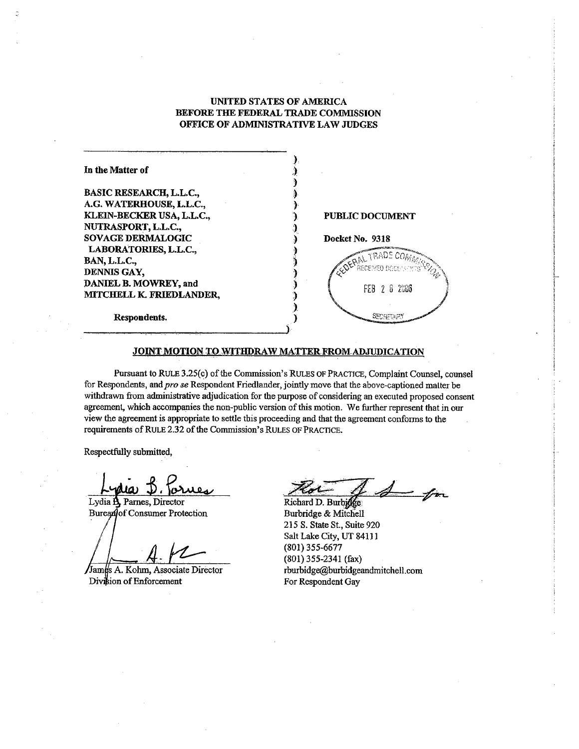**UNITED STATES OF AMERICA**
**BEFORE THE FEDERAL TRADE COMMISSION**
**OFFICE OF ADMINISTRATIVE LAW JUDGES**

**In the Matter of**

**BASIC RESEARCH, L.L.C.,**
**A.G. WATERHOUSE, L.L.C.,**
**KLEIN-BECKER USA, L.L.C.,**
**NUTRASPORT, L.L.C.,**
**SOVAGE DERMALOGIC LABORATORIES, L.L.C.,**
**BAN, L.L.C.,**
**DENNIS GAY,**
**DANIEL B. MOWREY, and**
**MITCHELL K. FRIEDLANDER,**

**Respondents.**

**PUBLIC DOCUMENT**

**Docket No. 9318**

FEDERAL TRADE COMMISSION RECEIVED DOCUMENTS FEB 2 8 2006 SECRETARY

**JOINT MOTION TO WITHDRAW MATTER FROM ADJUDICATION**

Pursuant to RULE 3.25(c) of the Commission's RULES OF PRACTICE, Complaint Counsel, counsel for Respondents, and *pro se* Respondent Friedlander, jointly move that the above-captioned matter be withdrawn from administrative adjudication for the purpose of considering an executed proposed consent agreement, which accompanies the non-public version of this motion. We further represent that in our view the agreement is appropriate to settle this proceeding and that the agreement conforms to the requirements of RULE 2.32 of the Commission's RULES OF PRACTICE.

Respectfully submitted,

Lydia B. Parnes, Director
Bureau of Consumer Protection

James A. Kohm, Associate Director
Division of Enforcement

Richard D. Burbidge
Burbridge & Mitchell
215 S. State St., Suite 920
Salt Lake City, UT 84111
(801) 355-6677
(801) 355-2341 (fax)
rburbidge@burbidgeandmitchell.com
For Respondent Gay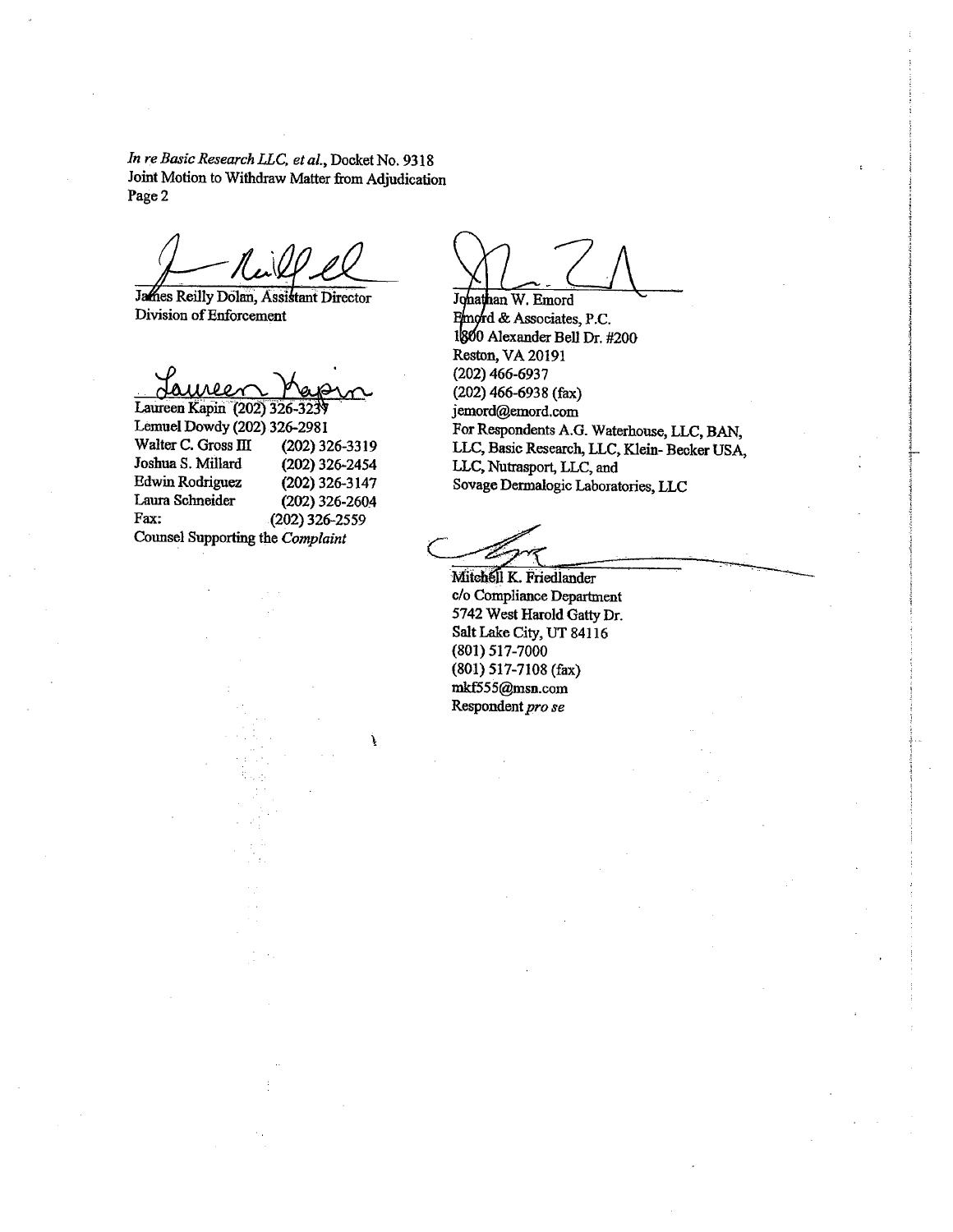*In re Basic Research LLC, et al.*, Docket No. 9318
Joint Motion to Withdraw Matter from Adjudication
Page 2

James Reilly Dolan, Assistant Director
Division of Enforcement

Laureen Kapin (202) 326-3237
Lemuel Dowdy (202) 326-2981
Walter C. Gross III (202) 326-3319
Joshua S. Millard (202) 326-2454
Edwin Rodriguez (202) 326-3147
Laura Schneider (202) 326-2604
Fax: (202) 326-2559
Counsel Supporting the *Complaint*

Jonathan W. Emord
Emord & Associates, P.C.
1800 Alexander Bell Dr. #200
Reston, VA 20191
(202) 466-6937
(202) 466-6938 (fax)
jemord@emord.com
For Respondents A.G. Waterhouse, LLC, BAN, LLC, Basic Research, LLC, Klein- Becker USA, LLC, Nutrasport, LLC, and Sovage Dermalogic Laboratories, LLC

Mitchell K. Friedlander
c/o Compliance Department
5742 West Harold Gatty Dr.
Salt Lake City, UT 84116
(801) 517-7000
(801) 517-7108 (fax)
mkf555@msn.com
Respondent *pro se*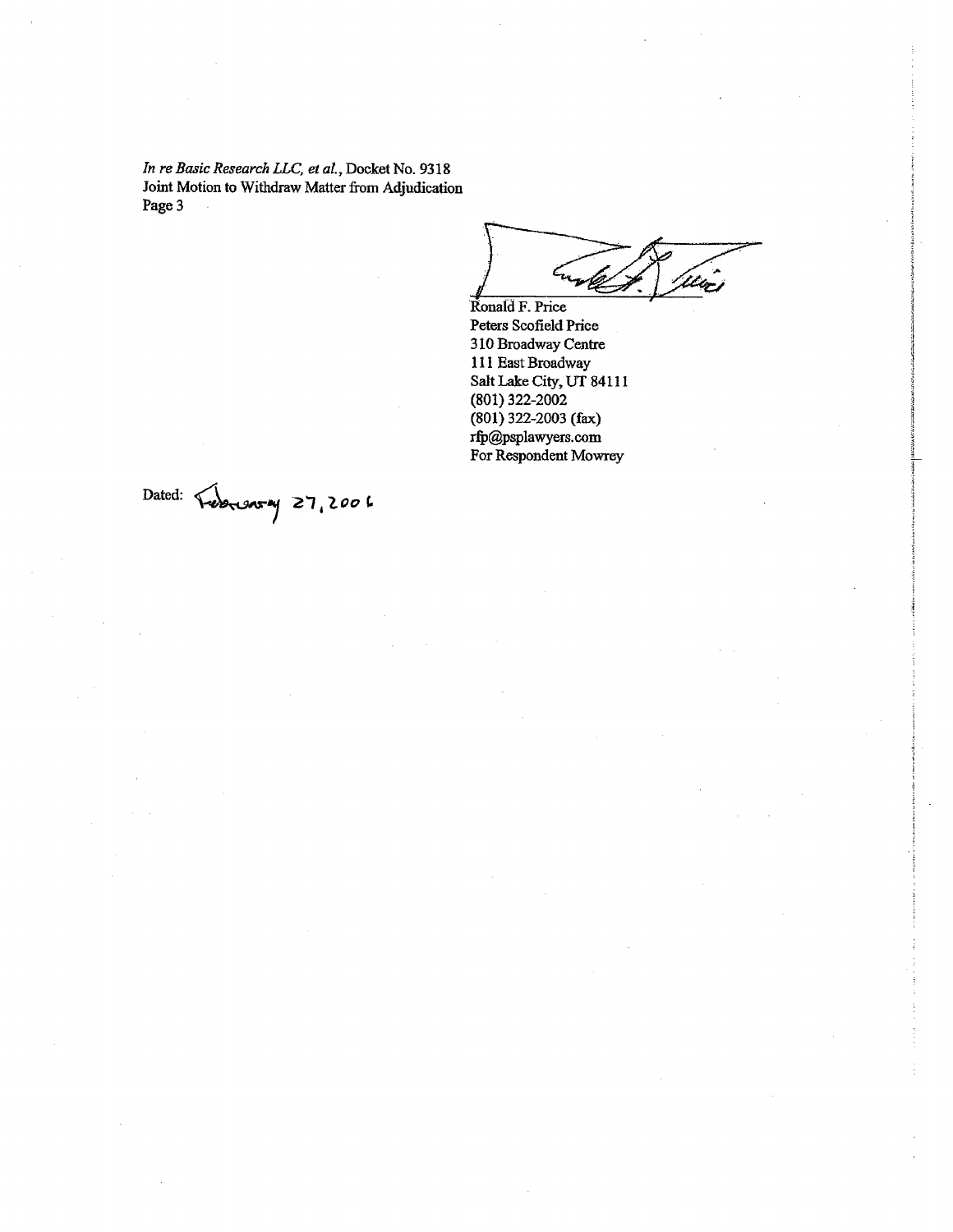Ronald F. Price
Peters Scofield Price
310 Broadway Centre
111 East Broadway
Salt Lake City, UT 84111
(801) 322-2002
(801) 322-2003 (fax)
rfp@psplawyers.com
For Respondent Mowrey

Dated: February 27, 2006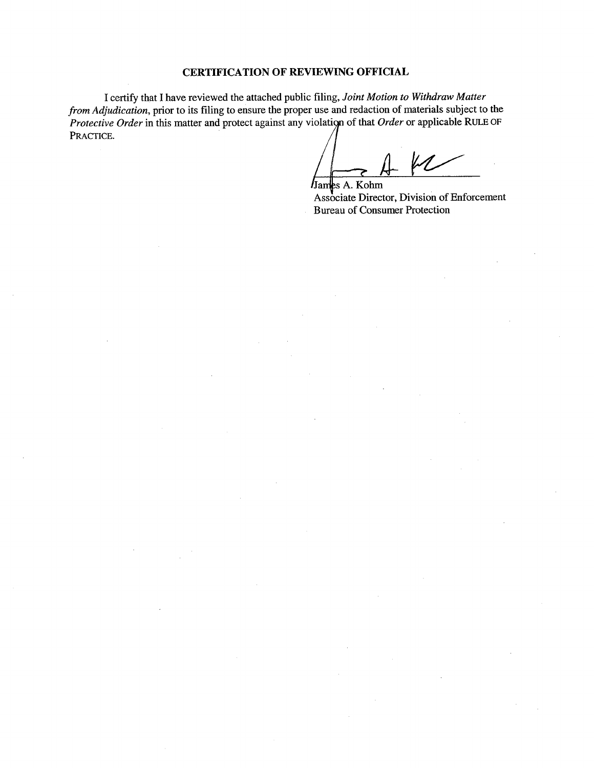## CERTIFICATION OF REVIEWING OFFICIAL

I certify that I have reviewed the attached public filing, *Joint Motion to Withdraw Matter from Adjudication*, prior to its filing to ensure the proper use and redaction of materials subject to the *Protective Order* in this matter and protect against any violation of that *Order* or applicable RULE OF PRACTICE.

James A. Kohm  
Associate Director, Division of Enforcement  
Bureau of Consumer Protection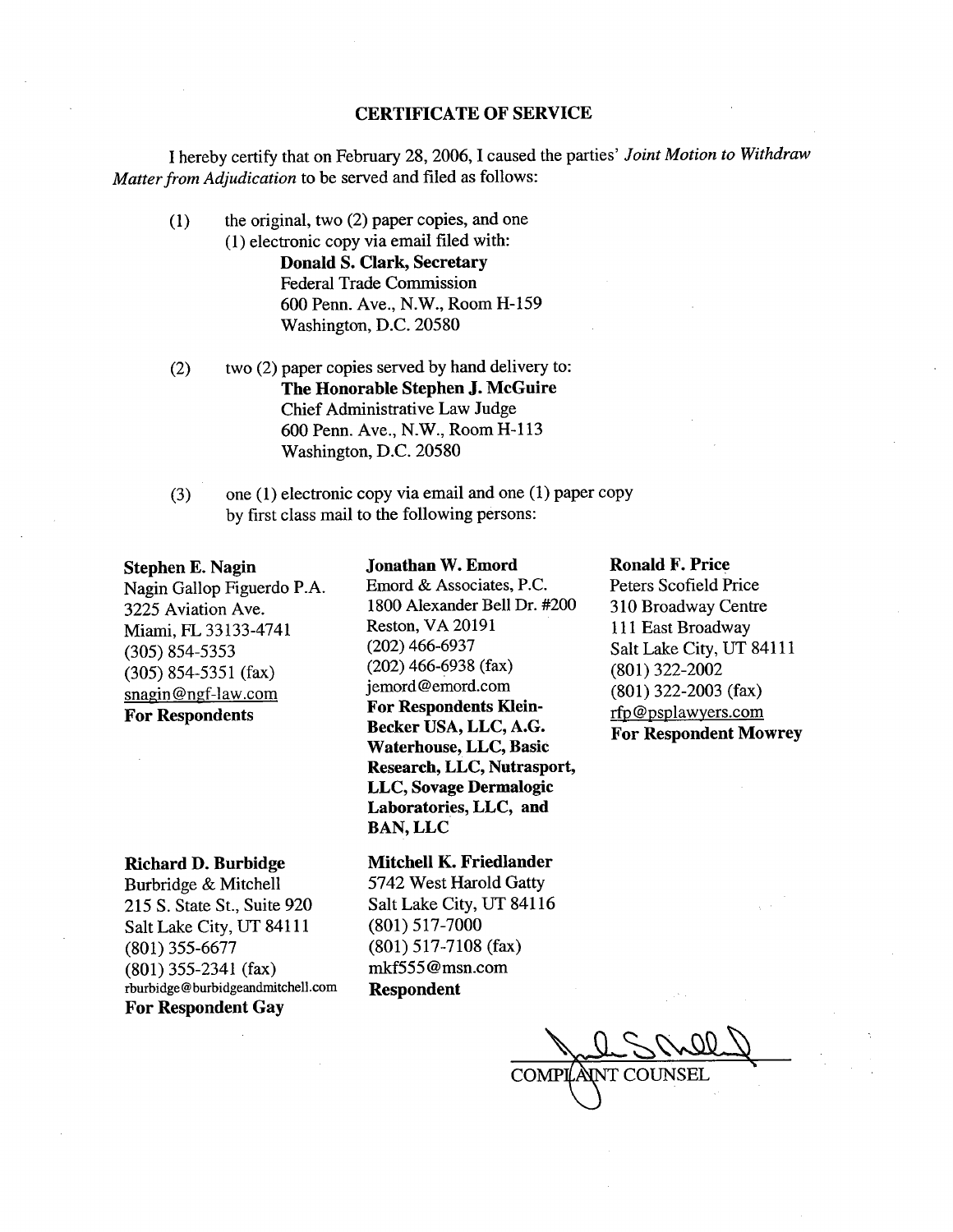## CERTIFICATE OF SERVICE

I hereby certify that on February 28, 2006, I caused the parties' *Joint Motion to Withdraw Matter from Adjudication* to be served and filed as follows:

(1) the original, two (2) paper copies, and one (1) electronic copy via email filed with:

**Donald S. Clark, Secretary**
Federal Trade Commission
600 Penn. Ave., N.W., Room H-159
Washington, D.C. 20580

(2) two (2) paper copies served by hand delivery to:

**The Honorable Stephen J. McGuire**
Chief Administrative Law Judge
600 Penn. Ave., N.W., Room H-113
Washington, D.C. 20580

(3) one (1) electronic copy via email and one (1) paper copy by first class mail to the following persons:

**Stephen E. Nagin**
Nagin Gallop Figuerdo P.A.
3225 Aviation Ave.
Miami, FL 33133-4741
(305) 854-5353
(305) 854-5351 (fax)
snagin@ngf-law.com
**For Respondents**

**Jonathan W. Emord**
Emord & Associates, P.C.
1800 Alexander Bell Dr. #200
Reston, VA 20191
(202) 466-6937
(202) 466-6938 (fax)
jemord@emord.com
**For Respondents Klein-Becker USA, LLC, A.G. Waterhouse, LLC, Basic Research, LLC, Nutrasport, LLC, Sovage Dermalogic Laboratories, LLC, and BAN, LLC**

**Ronald F. Price**
Peters Scofield Price
310 Broadway Centre
111 East Broadway
Salt Lake City, UT 84111
(801) 322-2002
(801) 322-2003 (fax)
rfp@psplawyers.com
**For Respondent Mowrey**

**Richard D. Burbidge**
Burbridge & Mitchell
215 S. State St., Suite 920
Salt Lake City, UT 84111
(801) 355-6677
(801) 355-2341 (fax)
rburbidge@burbidgeandmitchell.com
**For Respondent Gay**

**Mitchell K. Friedlander**
5742 West Harold Gatty
Salt Lake City, UT 84116
(801) 517-7000
(801) 517-7108 (fax)
mkf555@msn.com
**Respondent**

COMPLAINT COUNSEL